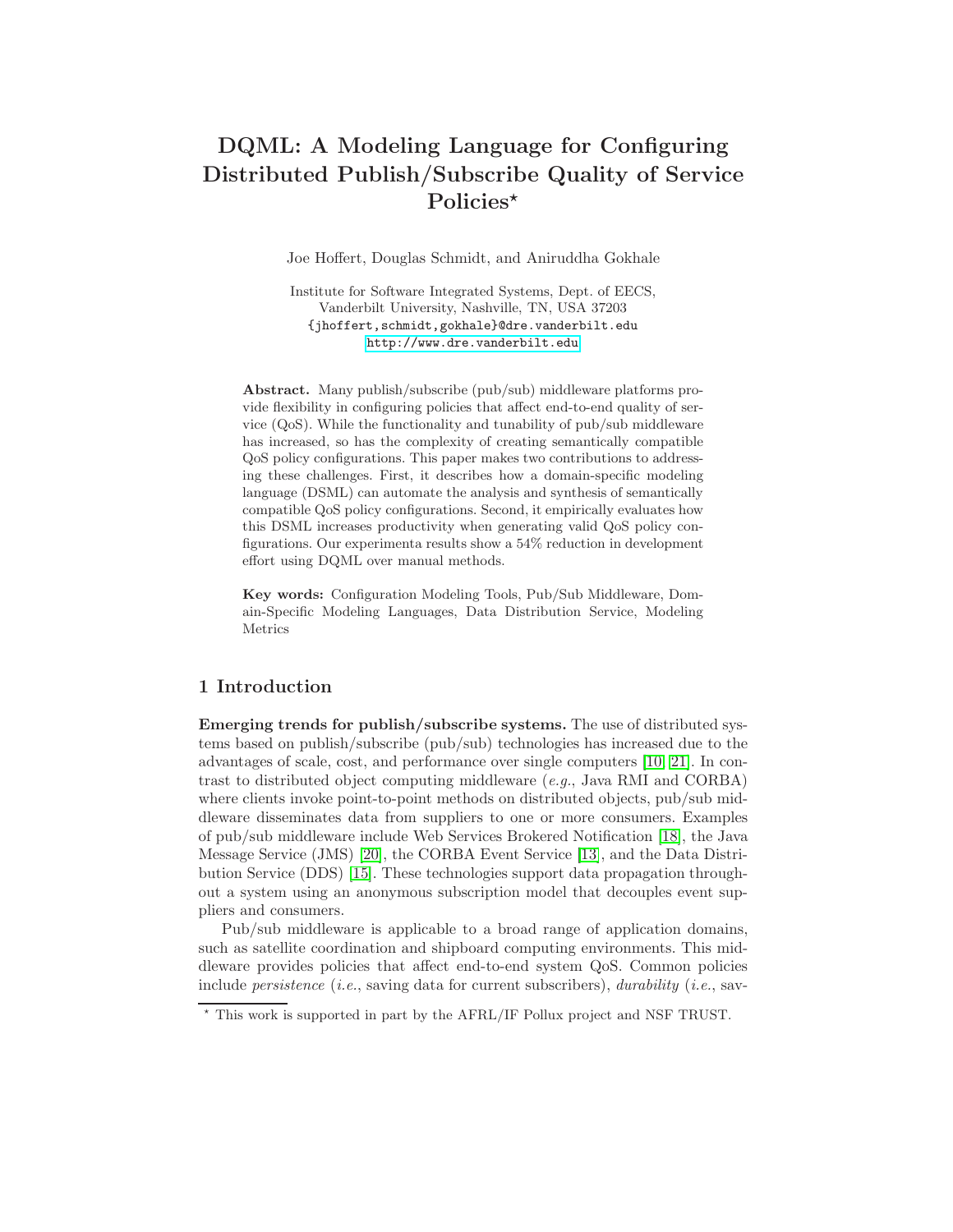# DQML: A Modeling Language for Configuring Distributed Publish/Subscribe Quality of Service Policies*

Joe Hoffert, Douglas Schmidt, and Aniruddha Gokhale

Institute for Software Integrated Systems, Dept. of EECS,
Vanderbilt University, Nashville, TN, USA 37203
{jhoffert,schmidt,gokhale}@dre.vanderbilt.edu
http://www.dre.vanderbilt.edu

**Abstract.** Many publish/subscribe (pub/sub) middleware platforms provide flexibility in configuring policies that affect end-to-end quality of service (QoS). While the functionality and tunability of pub/sub middleware has increased, so has the complexity of creating semantically compatible QoS policy configurations. This paper makes two contributions to addressing these challenges. First, it describes how a domain-specific modeling language (DSML) can automate the analysis and synthesis of semantically compatible QoS policy configurations. Second, it empirically evaluates how this DSML increases productivity when generating valid QoS policy configurations. Our experimenta results show a 54% reduction in development effort using DQML over manual methods.

**Key words:** Configuration Modeling Tools, Pub/Sub Middleware, Domain-Specific Modeling Languages, Data Distribution Service, Modeling Metrics

## 1 Introduction

**Emerging trends for publish/subscribe systems.** The use of distributed systems based on publish/subscribe (pub/sub) technologies has increased due to the advantages of scale, cost, and performance over single computers [10, 21]. In contrast to distributed object computing middleware (*e.g.*, Java RMI and CORBA) where clients invoke point-to-point methods on distributed objects, pub/sub middleware disseminates data from suppliers to one or more consumers. Examples of pub/sub middleware include Web Services Brokered Notification [18], the Java Message Service (JMS) [20], the CORBA Event Service [13], and the Data Distribution Service (DDS) [15]. These technologies support data propagation throughout a system using an anonymous subscription model that decouples event suppliers and consumers.

Pub/sub middleware is applicable to a broad range of application domains, such as satellite coordination and shipboard computing environments. This middleware provides policies that affect end-to-end system QoS. Common policies include *persistence* (*i.e.*, saving data for current subscribers), *durability* (*i.e.*, sav-

* This work is supported in part by the AFRL/IF Pollux project and NSF TRUST.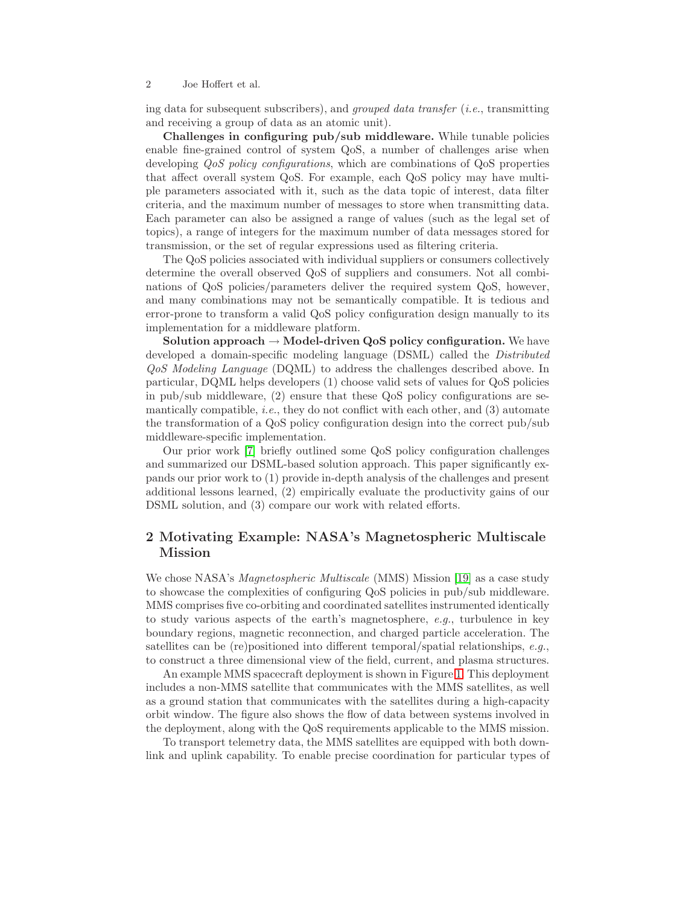ing data for subsequent subscribers), and *grouped data transfer* (*i.e.*, transmitting and receiving a group of data as an atomic unit).

**Challenges in configuring pub/sub middleware.** While tunable policies enable fine-grained control of system QoS, a number of challenges arise when developing *QoS policy configurations*, which are combinations of QoS properties that affect overall system QoS. For example, each QoS policy may have multiple parameters associated with it, such as the data topic of interest, data filter criteria, and the maximum number of messages to store when transmitting data. Each parameter can also be assigned a range of values (such as the legal set of topics), a range of integers for the maximum number of data messages stored for transmission, or the set of regular expressions used as filtering criteria.

The QoS policies associated with individual suppliers or consumers collectively determine the overall observed QoS of suppliers and consumers. Not all combinations of QoS policies/parameters deliver the required system QoS, however, and many combinations may not be semantically compatible. It is tedious and error-prone to transform a valid QoS policy configuration design manually to its implementation for a middleware platform.

**Solution approach → Model-driven QoS policy configuration.** We have developed a domain-specific modeling language (DSML) called the *Distributed QoS Modeling Language* (DQML) to address the challenges described above. In particular, DQML helps developers (1) choose valid sets of values for QoS policies in pub/sub middleware, (2) ensure that these QoS policy configurations are semantically compatible, *i.e.*, they do not conflict with each other, and (3) automate the transformation of a QoS policy configuration design into the correct pub/sub middleware-specific implementation.

Our prior work [7] briefly outlined some QoS policy configuration challenges and summarized our DSML-based solution approach. This paper significantly expands our prior work to (1) provide in-depth analysis of the challenges and present additional lessons learned, (2) empirically evaluate the productivity gains of our DSML solution, and (3) compare our work with related efforts.

## 2 Motivating Example: NASA's Magnetospheric Multiscale Mission

We chose NASA's *Magnetospheric Multiscale* (MMS) Mission [19] as a case study to showcase the complexities of configuring QoS policies in pub/sub middleware. MMS comprises five co-orbiting and coordinated satellites instrumented identically to study various aspects of the earth's magnetosphere, *e.g.*, turbulence in key boundary regions, magnetic reconnection, and charged particle acceleration. The satellites can be (re)positioned into different temporal/spatial relationships, *e.g.*, to construct a three dimensional view of the field, current, and plasma structures.

An example MMS spacecraft deployment is shown in Figure 1. This deployment includes a non-MMS satellite that communicates with the MMS satellites, as well as a ground station that communicates with the satellites during a high-capacity orbit window. The figure also shows the flow of data between systems involved in the deployment, along with the QoS requirements applicable to the MMS mission.

To transport telemetry data, the MMS satellites are equipped with both downlink and uplink capability. To enable precise coordination for particular types of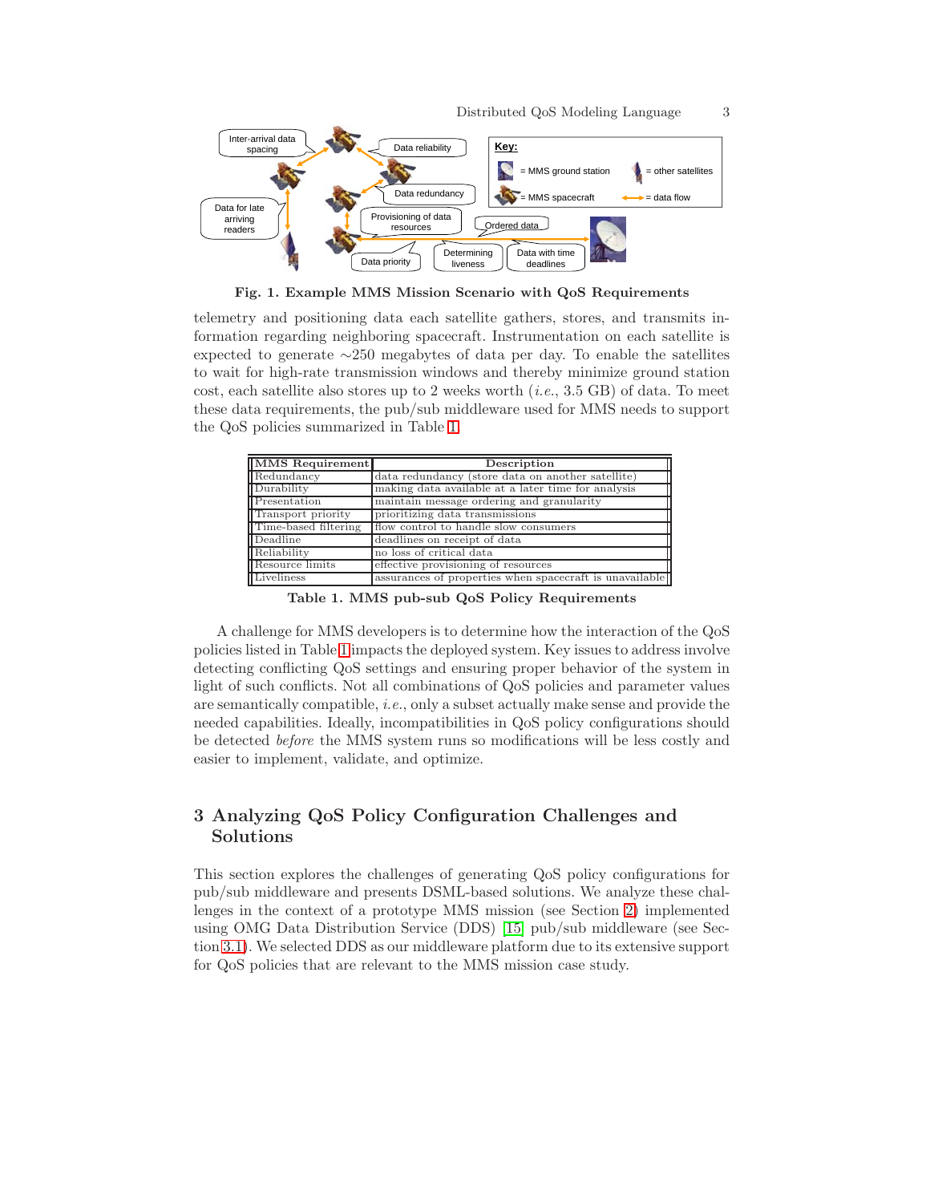Fig. 1. Example MMS Mission Scenario with QoS Requirements

telemetry and positioning data each satellite gathers, stores, and transmits information regarding neighboring spacecraft. Instrumentation on each satellite is expected to generate ∼250 megabytes of data per day. To enable the satellites to wait for high-rate transmission windows and thereby minimize ground station cost, each satellite also stores up to 2 weeks worth (*i.e.*, 3.5 GB) of data. To meet these data requirements, the pub/sub middleware used for MMS needs to support the QoS policies summarized in Table 1.

| MMS Requirement | Description |
|---|---|
| Redundancy | data redundancy (store data on another satellite) |
| Durability | making data available at a later time for analysis |
| Presentation | maintain message ordering and granularity |
| Transport priority | prioritizing data transmissions |
| Time-based filtering | flow control to handle slow consumers |
| Deadline | deadlines on receipt of data |
| Reliability | no loss of critical data |
| Resource limits | effective provisioning of resources |
| Liveliness | assurances of properties when spacecraft is unavailable |

Table 1. MMS pub-sub QoS Policy Requirements

A challenge for MMS developers is to determine how the interaction of the QoS policies listed in Table 1 impacts the deployed system. Key issues to address involve detecting conflicting QoS settings and ensuring proper behavior of the system in light of such conflicts. Not all combinations of QoS policies and parameter values are semantically compatible, *i.e.*, only a subset actually make sense and provide the needed capabilities. Ideally, incompatibilities in QoS policy configurations should be detected *before* the MMS system runs so modifications will be less costly and easier to implement, validate, and optimize.

## 3 Analyzing QoS Policy Configuration Challenges and Solutions

This section explores the challenges of generating QoS policy configurations for pub/sub middleware and presents DSML-based solutions. We analyze these challenges in the context of a prototype MMS mission (see Section 2) implemented using OMG Data Distribution Service (DDS) [15] pub/sub middleware (see Section 3.1). We selected DDS as our middleware platform due to its extensive support for QoS policies that are relevant to the MMS mission case study.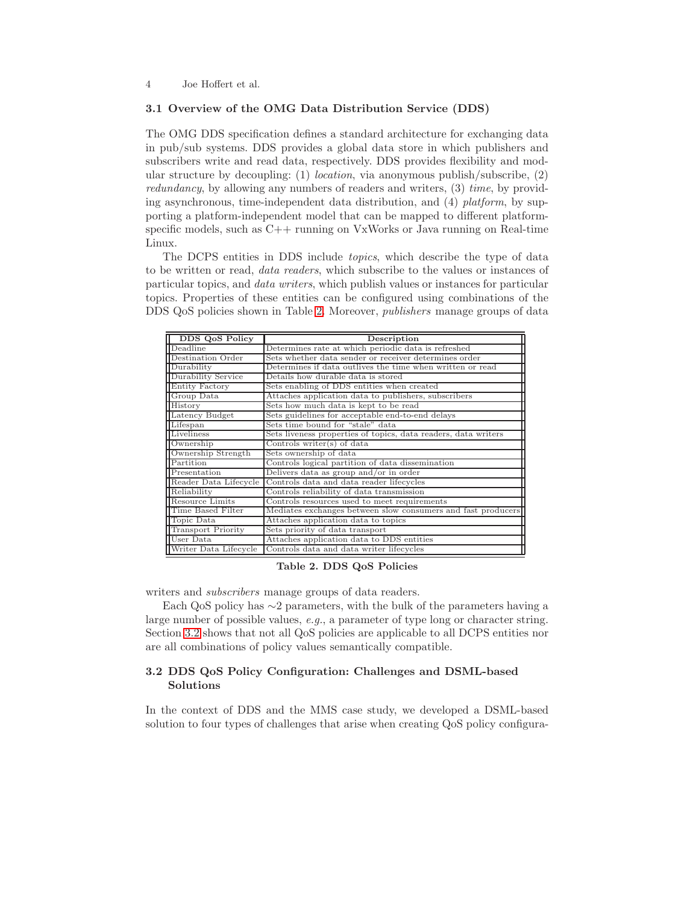### 3.1 Overview of the OMG Data Distribution Service (DDS)

The OMG DDS specification defines a standard architecture for exchanging data in pub/sub systems. DDS provides a global data store in which publishers and subscribers write and read data, respectively. DDS provides flexibility and modular structure by decoupling: (1) *location*, via anonymous publish/subscribe, (2) *redundancy*, by allowing any numbers of readers and writers, (3) *time*, by providing asynchronous, time-independent data distribution, and (4) *platform*, by supporting a platform-independent model that can be mapped to different platform-specific models, such as C++ running on VxWorks or Java running on Real-time Linux.

The DCPS entities in DDS include *topics*, which describe the type of data to be written or read, *data readers*, which subscribe to the values or instances of particular topics, and *data writers*, which publish values or instances for particular topics. Properties of these entities can be configured using combinations of the DDS QoS policies shown in Table 2. Moreover, *publishers* manage groups of data writers and *subscribers* manage groups of data readers.

| DDS QoS Policy | Description |
|---|---|
| Deadline | Determines rate at which periodic data is refreshed |
| Destination Order | Sets whether data sender or receiver determines order |
| Durability | Determines if data outlives the time when written or read |
| Durability Service | Details how durable data is stored |
| Entity Factory | Sets enabling of DDS entities when created |
| Group Data | Attaches application data to publishers, subscribers |
| History | Sets how much data is kept to be read |
| Latency Budget | Sets guidelines for acceptable end-to-end delays |
| Lifespan | Sets time bound for "stale" data |
| Liveliness | Sets liveness properties of topics, data readers, data writers |
| Ownership | Controls writer(s) of data |
| Ownership Strength | Sets ownership of data |
| Partition | Controls logical partition of data dissemination |
| Presentation | Delivers data as group and/or in order |
| Reader Data Lifecycle | Controls data and data reader lifecycles |
| Reliability | Controls reliability of data transmission |
| Resource Limits | Controls resources used to meet requirements |
| Time Based Filter | Mediates exchanges between slow consumers and fast producers |
| Topic Data | Attaches application data to topics |
| Transport Priority | Sets priority of data transport |
| User Data | Attaches application data to DDS entities |
| Writer Data Lifecycle | Controls data and data writer lifecycles |

**Table 2. DDS QoS Policies**

Each QoS policy has $\sim$2 parameters, with the bulk of the parameters having a large number of possible values, *e.g.*, a parameter of type long or character string. Section 3.2 shows that not all QoS policies are applicable to all DCPS entities nor are all combinations of policy values semantically compatible.

### 3.2 DDS QoS Policy Configuration: Challenges and DSML-based Solutions

In the context of DDS and the MMS case study, we developed a DSML-based solution to four types of challenges that arise when creating QoS policy configura-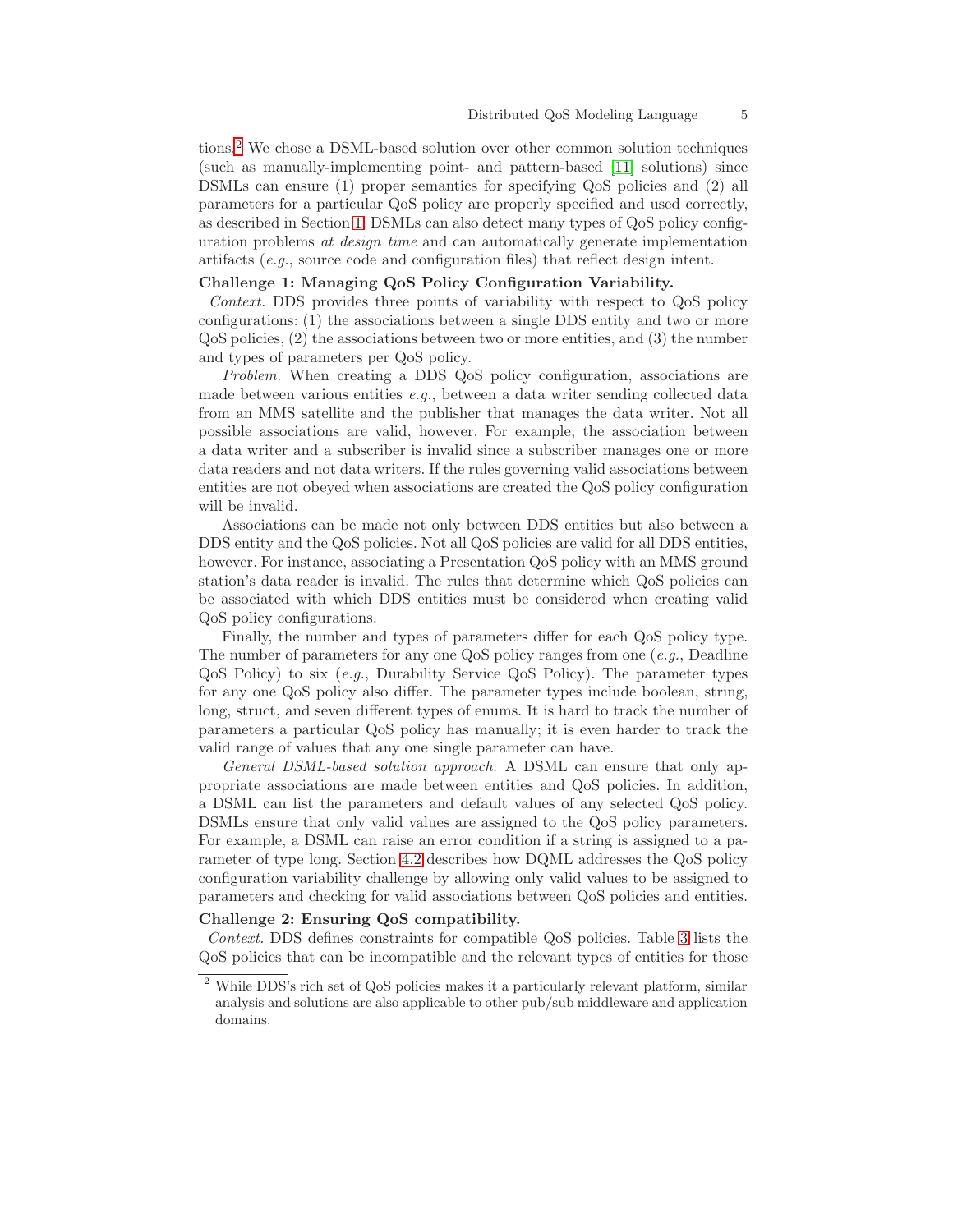tions.[2] We chose a DSML-based solution over other common solution techniques (such as manually-implementing point- and pattern-based [11] solutions) since DSMLs can ensure (1) proper semantics for specifying QoS policies and (2) all parameters for a particular QoS policy are properly specified and used correctly, as described in Section 1. DSMLs can also detect many types of QoS policy configuration problems *at design time* and can automatically generate implementation artifacts (*e.g.*, source code and configuration files) that reflect design intent.

**Challenge 1: Managing QoS Policy Configuration Variability.**

*Context.* DDS provides three points of variability with respect to QoS policy configurations: (1) the associations between a single DDS entity and two or more QoS policies, (2) the associations between two or more entities, and (3) the number and types of parameters per QoS policy.

*Problem.* When creating a DDS QoS policy configuration, associations are made between various entities *e.g.*, between a data writer sending collected data from an MMS satellite and the publisher that manages the data writer. Not all possible associations are valid, however. For example, the association between a data writer and a subscriber is invalid since a subscriber manages one or more data readers and not data writers. If the rules governing valid associations between entities are not obeyed when associations are created the QoS policy configuration will be invalid.

Associations can be made not only between DDS entities but also between a DDS entity and the QoS policies. Not all QoS policies are valid for all DDS entities, however. For instance, associating a Presentation QoS policy with an MMS ground station's data reader is invalid. The rules that determine which QoS policies can be associated with which DDS entities must be considered when creating valid QoS policy configurations.

Finally, the number and types of parameters differ for each QoS policy type. The number of parameters for any one QoS policy ranges from one (*e.g.*, Deadline QoS Policy) to six (*e.g.*, Durability Service QoS Policy). The parameter types for any one QoS policy also differ. The parameter types include boolean, string, long, struct, and seven different types of enums. It is hard to track the number of parameters a particular QoS policy has manually; it is even harder to track the valid range of values that any one single parameter can have.

*General DSML-based solution approach.* A DSML can ensure that only appropriate associations are made between entities and QoS policies. In addition, a DSML can list the parameters and default values of any selected QoS policy. DSMLs ensure that only valid values are assigned to the QoS policy parameters. For example, a DSML can raise an error condition if a string is assigned to a parameter of type long. Section 4.2 describes how DQML addresses the QoS policy configuration variability challenge by allowing only valid values to be assigned to parameters and checking for valid associations between QoS policies and entities.

**Challenge 2: Ensuring QoS compatibility.**

*Context.* DDS defines constraints for compatible QoS policies. Table 3 lists the QoS policies that can be incompatible and the relevant types of entities for those

[2] While DDS's rich set of QoS policies makes it a particularly relevant platform, similar analysis and solutions are also applicable to other pub/sub middleware and application domains.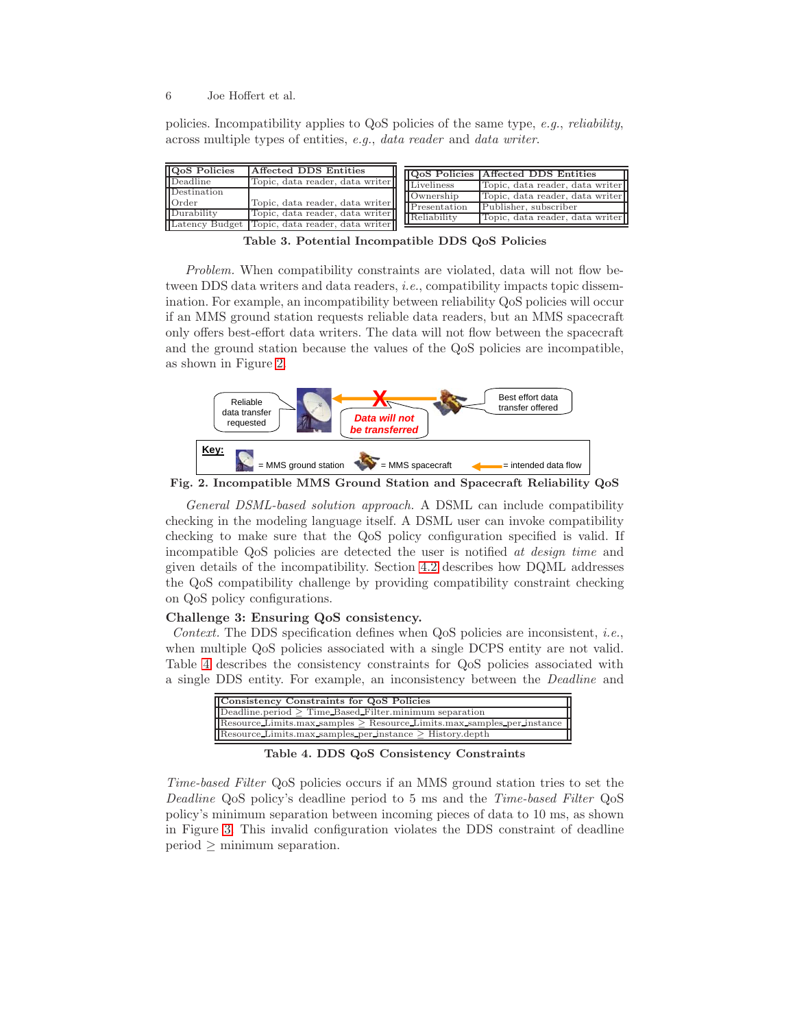policies. Incompatibility applies to QoS policies of the same type, *e.g.*, *reliability*, across multiple types of entities, *e.g.*, *data reader* and *data writer*.

| QoS Policies | Affected DDS Entities |
|---|---|
| Deadline | Topic, data reader, data writer |
| Destination Order | Topic, data reader, data writer |
| Durability | Topic, data reader, data writer |
| Latency Budget | Topic, data reader, data writer |
| Liveliness | Topic, data reader, data writer |
| Ownership | Topic, data reader, data writer |
| Presentation | Publisher, subscriber |
| Reliability | Topic, data reader, data writer |

**Table 3. Potential Incompatible DDS QoS Policies**

*Problem.* When compatibility constraints are violated, data will not flow between DDS data writers and data readers, *i.e.*, compatibility impacts topic dissemination. For example, an incompatibility between reliability QoS policies will occur if an MMS ground station requests reliable data readers, but an MMS spacecraft only offers best-effort data writers. The data will not flow between the spacecraft and the ground station because the values of the QoS policies are incompatible, as shown in Figure 2.

**Fig. 2. Incompatible MMS Ground Station and Spacecraft Reliability QoS**

*General DSML-based solution approach.* A DSML can include compatibility checking in the modeling language itself. A DSML user can invoke compatibility checking to make sure that the QoS policy configuration specified is valid. If incompatible QoS policies are detected the user is notified *at design time* and given details of the incompatibility. Section 4.2 describes how DQML addresses the QoS compatibility challenge by providing compatibility constraint checking on QoS policy configurations.

**Challenge 3: Ensuring QoS consistency.**
*Context.* The DDS specification defines when QoS policies are inconsistent, *i.e.*, when multiple QoS policies associated with a single DCPS entity are not valid. Table 4 describes the consistency constraints for QoS policies associated with a single DDS entity. For example, an inconsistency between the *Deadline* and *Time-based Filter* QoS policies occurs if an MMS ground station tries to set the *Deadline* QoS policy's deadline period to 5 ms and the *Time-based Filter* QoS policy's minimum separation between incoming pieces of data to 10 ms, as shown in Figure 3. This invalid configuration violates the DDS constraint of deadline period $\geq$ minimum separation.

| Consistency Constraints for QoS Policies |
|---|
| Deadline.period $\geq$ Time_Based_Filter.minimum separation |
| Resource_Limits.max_samples $\geq$ Resource_Limits.max_samples_per_instance |
| Resource_Limits.max_samples_per_instance $\geq$ History.depth |

**Table 4. DDS QoS Consistency Constraints**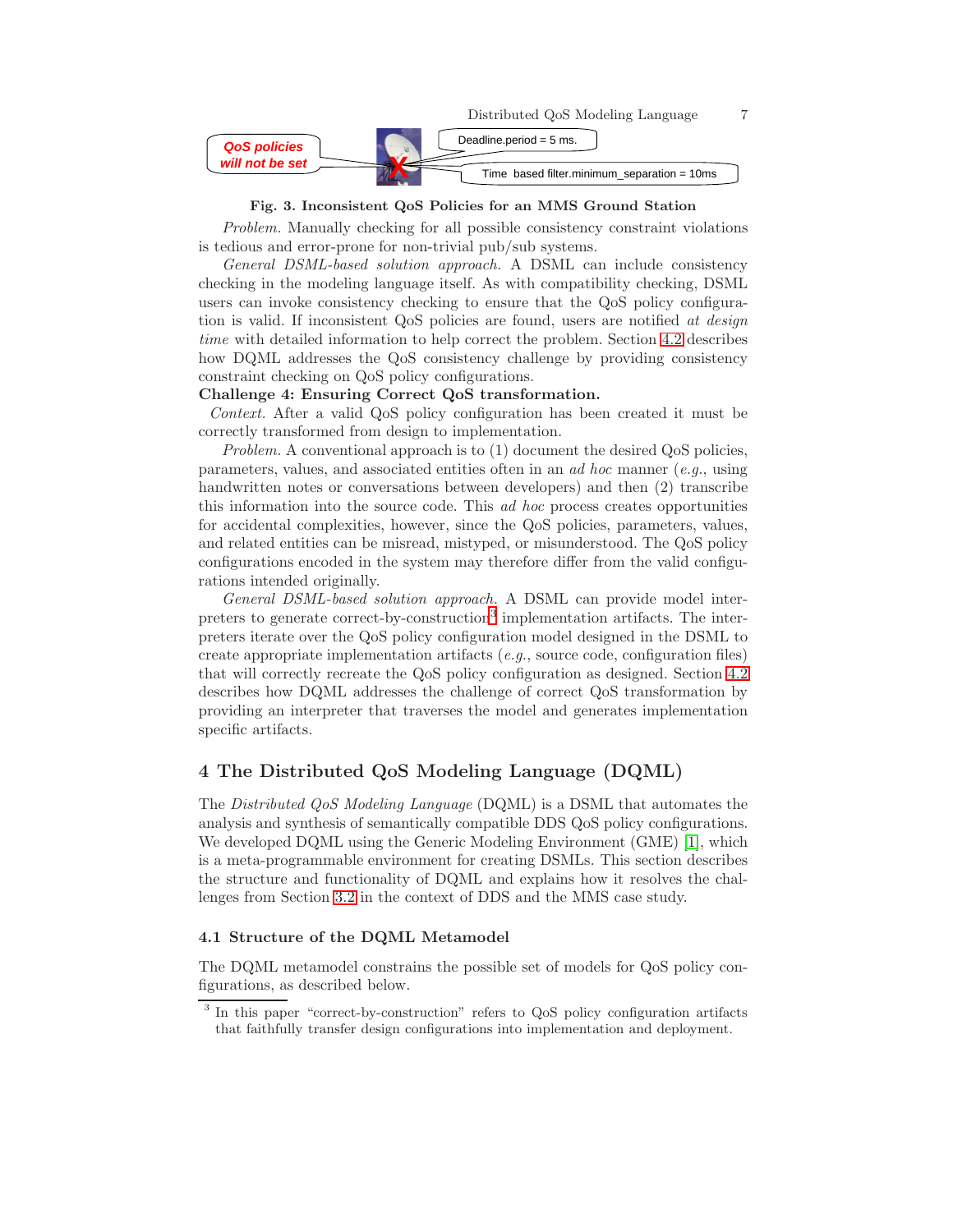QoS policies will not be set

Deadline.period = 5 ms.

Time based filter.minimum_separation = 10ms

**Fig. 3. Inconsistent QoS Policies for an MMS Ground Station**

*Problem.* Manually checking for all possible consistency constraint violations is tedious and error-prone for non-trivial pub/sub systems.

*General DSML-based solution approach.* A DSML can include consistency checking in the modeling language itself. As with compatibility checking, DSML users can invoke consistency checking to ensure that the QoS policy configuration is valid. If inconsistent QoS policies are found, users are notified *at design time* with detailed information to help correct the problem. Section 4.2 describes how DQML addresses the QoS consistency challenge by providing consistency constraint checking on QoS policy configurations.

**Challenge 4: Ensuring Correct QoS transformation.**

*Context.* After a valid QoS policy configuration has been created it must be correctly transformed from design to implementation.

*Problem.* A conventional approach is to (1) document the desired QoS policies, parameters, values, and associated entities often in an *ad hoc* manner (*e.g.*, using handwritten notes or conversations between developers) and then (2) transcribe this information into the source code. This *ad hoc* process creates opportunities for accidental complexities, however, since the QoS policies, parameters, values, and related entities can be misread, mistyped, or misunderstood. The QoS policy configurations encoded in the system may therefore differ from the valid configurations intended originally.

*General DSML-based solution approach.* A DSML can provide model interpreters to generate correct-by-construction[3] implementation artifacts. The interpreters iterate over the QoS policy configuration model designed in the DSML to create appropriate implementation artifacts (*e.g.*, source code, configuration files) that will correctly recreate the QoS policy configuration as designed. Section 4.2 describes how DQML addresses the challenge of correct QoS transformation by providing an interpreter that traverses the model and generates implementation specific artifacts.

## 4 The Distributed QoS Modeling Language (DQML)

The *Distributed QoS Modeling Language* (DQML) is a DSML that automates the analysis and synthesis of semantically compatible DDS QoS policy configurations. We developed DQML using the Generic Modeling Environment (GME) [1], which is a meta-programmable environment for creating DSMLs. This section describes the structure and functionality of DQML and explains how it resolves the challenges from Section 3.2 in the context of DDS and the MMS case study.

### 4.1 Structure of the DQML Metamodel

The DQML metamodel constrains the possible set of models for QoS policy configurations, as described below.

[3] In this paper "correct-by-construction" refers to QoS policy configuration artifacts that faithfully transfer design configurations into implementation and deployment.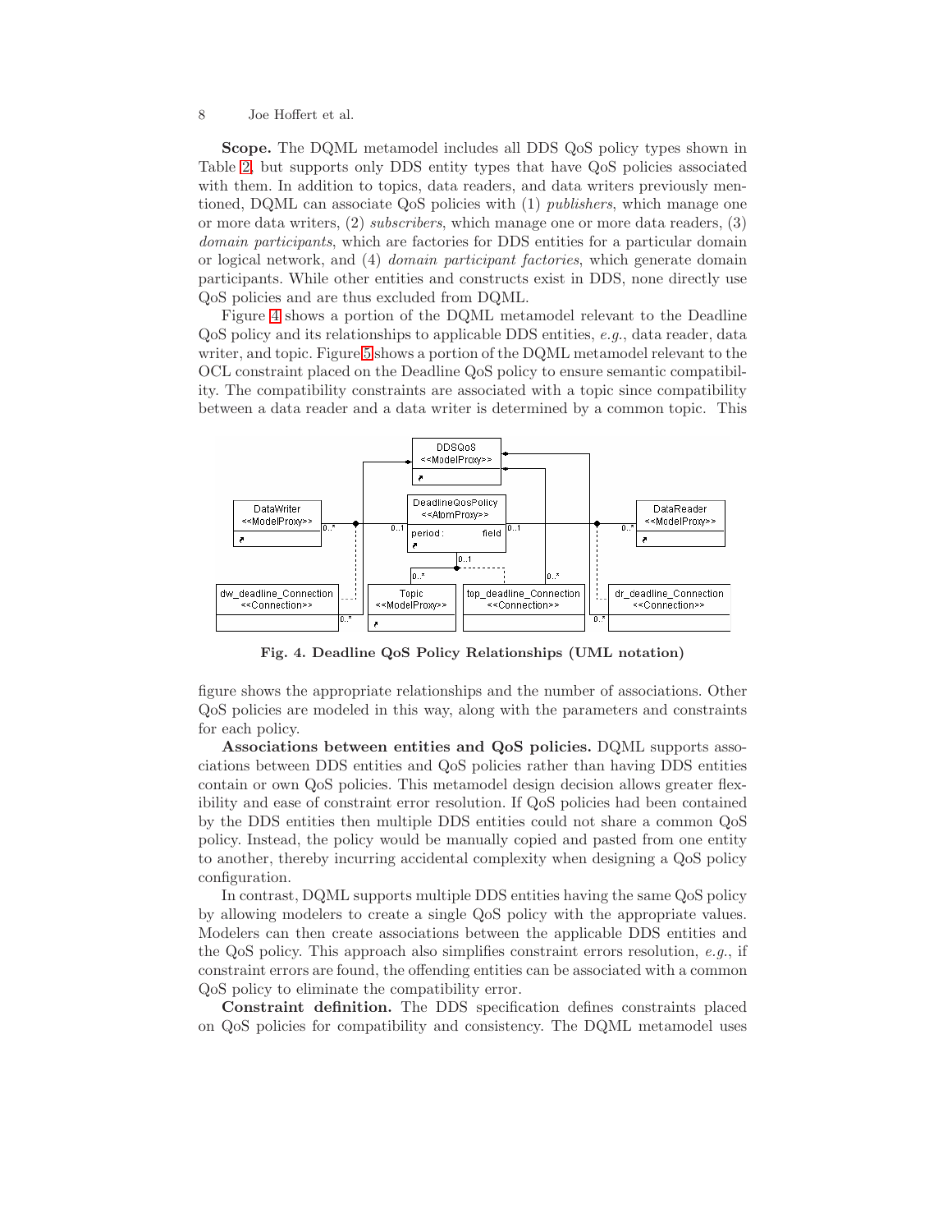**Scope.** The DQML metamodel includes all DDS QoS policy types shown in Table 2, but supports only DDS entity types that have QoS policies associated with them. In addition to topics, data readers, and data writers previously mentioned, DQML can associate QoS policies with (1) *publishers*, which manage one or more data writers, (2) *subscribers*, which manage one or more data readers, (3) *domain participants*, which are factories for DDS entities for a particular domain or logical network, and (4) *domain participant factories*, which generate domain participants. While other entities and constructs exist in DDS, none directly use QoS policies and are thus excluded from DQML.

Figure 4 shows a portion of the DQML metamodel relevant to the Deadline QoS policy and its relationships to applicable DDS entities, *e.g.*, data reader, data writer, and topic. Figure 5 shows a portion of the DQML metamodel relevant to the OCL constraint placed on the Deadline QoS policy to ensure semantic compatibility. The compatibility constraints are associated with a topic since compatibility between a data reader and a data writer is determined by a common topic. This

**Fig. 4. Deadline QoS Policy Relationships (UML notation)**

figure shows the appropriate relationships and the number of associations. Other QoS policies are modeled in this way, along with the parameters and constraints for each policy.

**Associations between entities and QoS policies.** DQML supports associations between DDS entities and QoS policies rather than having DDS entities contain or own QoS policies. This metamodel design decision allows greater flexibility and ease of constraint error resolution. If QoS policies had been contained by the DDS entities then multiple DDS entities could not share a common QoS policy. Instead, the policy would be manually copied and pasted from one entity to another, thereby incurring accidental complexity when designing a QoS policy configuration.

In contrast, DQML supports multiple DDS entities having the same QoS policy by allowing modelers to create a single QoS policy with the appropriate values. Modelers can then create associations between the applicable DDS entities and the QoS policy. This approach also simplifies constraint errors resolution, *e.g.*, if constraint errors are found, the offending entities can be associated with a common QoS policy to eliminate the compatibility error.

**Constraint definition.** The DDS specification defines constraints placed on QoS policies for compatibility and consistency. The DQML metamodel uses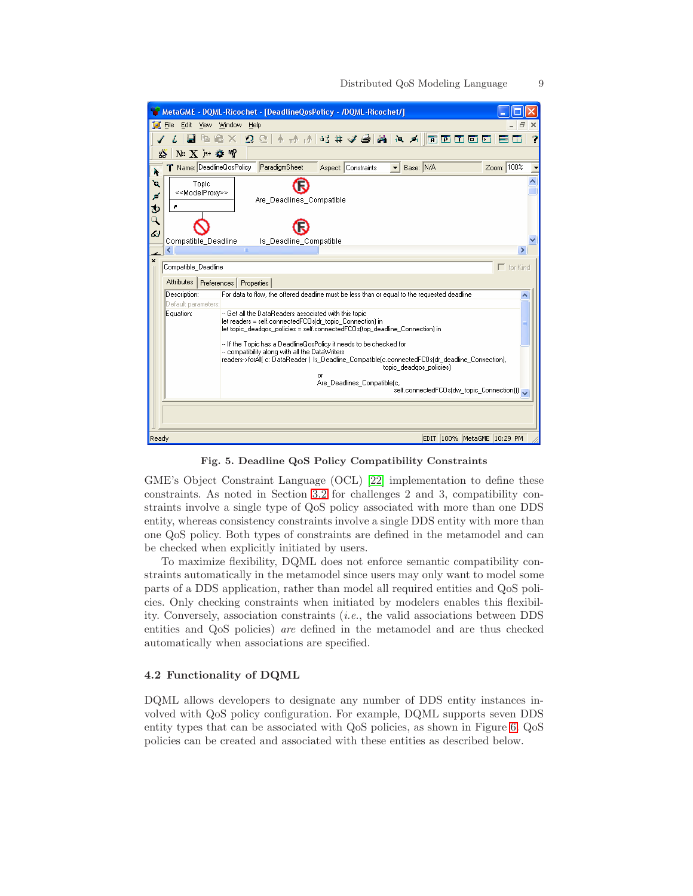**Fig. 5. Deadline QoS Policy Compatibility Constraints**

GME's Object Constraint Language (OCL) [22] implementation to define these constraints. As noted in Section 3.2 for challenges 2 and 3, compatibility constraints involve a single type of QoS policy associated with more than one DDS entity, whereas consistency constraints involve a single DDS entity with more than one QoS policy. Both types of constraints are defined in the metamodel and can be checked when explicitly initiated by users.

To maximize flexibility, DQML does not enforce semantic compatibility constraints automatically in the metamodel since users may only want to model some parts of a DDS application, rather than model all required entities and QoS policies. Only checking constraints when initiated by modelers enables this flexibility. Conversely, association constraints (*i.e.*, the valid associations between DDS entities and QoS policies) *are* defined in the metamodel and are thus checked automatically when associations are specified.

### 4.2 Functionality of DQML

DQML allows developers to designate any number of DDS entity instances involved with QoS policy configuration. For example, DQML supports seven DDS entity types that can be associated with QoS policies, as shown in Figure 6. QoS policies can be created and associated with these entities as described below.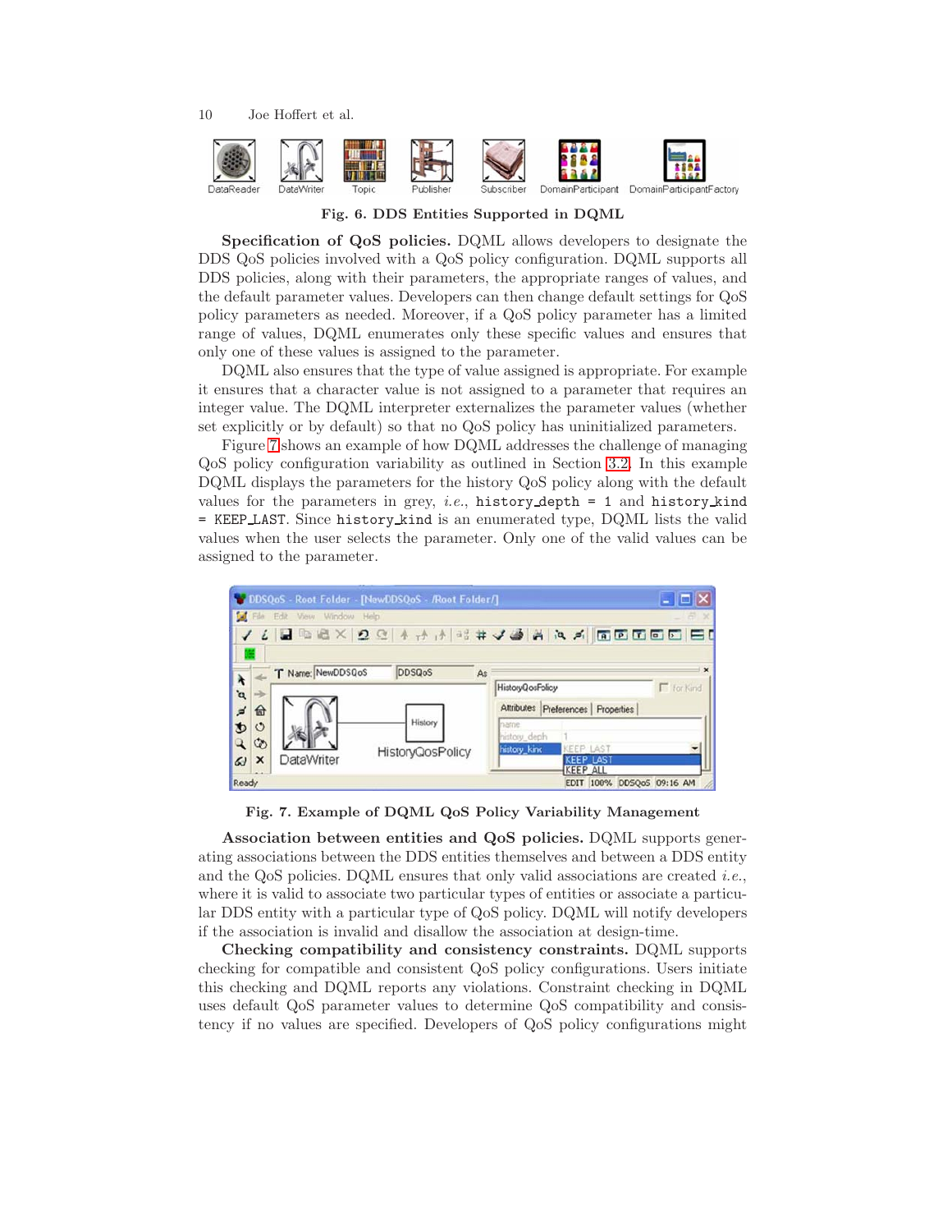**Fig. 6. DDS Entities Supported in DQML**

**Specification of QoS policies.** DQML allows developers to designate the DDS QoS policies involved with a QoS policy configuration. DQML supports all DDS policies, along with their parameters, the appropriate ranges of values, and the default parameter values. Developers can then change default settings for QoS policy parameters as needed. Moreover, if a QoS policy parameter has a limited range of values, DQML enumerates only these specific values and ensures that only one of these values is assigned to the parameter.

DQML also ensures that the type of value assigned is appropriate. For example it ensures that a character value is not assigned to a parameter that requires an integer value. The DQML interpreter externalizes the parameter values (whether set explicitly or by default) so that no QoS policy has uninitialized parameters.

Figure 7 shows an example of how DQML addresses the challenge of managing QoS policy configuration variability as outlined in Section 3.2. In this example DQML displays the parameters for the history QoS policy along with the default values for the parameters in grey, *i.e.*, `history_depth = 1` and `history_kind = KEEP_LAST`. Since `history_kind` is an enumerated type, DQML lists the valid values when the user selects the parameter. Only one of the valid values can be assigned to the parameter.

**Fig. 7. Example of DQML QoS Policy Variability Management**

**Association between entities and QoS policies.** DQML supports generating associations between the DDS entities themselves and between a DDS entity and the QoS policies. DQML ensures that only valid associations are created *i.e.*, where it is valid to associate two particular types of entities or associate a particular DDS entity with a particular type of QoS policy. DQML will notify developers if the association is invalid and disallow the association at design-time.

**Checking compatibility and consistency constraints.** DQML supports checking for compatible and consistent QoS policy configurations. Users initiate this checking and DQML reports any violations. Constraint checking in DQML uses default QoS parameter values to determine QoS compatibility and consistency if no values are specified. Developers of QoS policy configurations might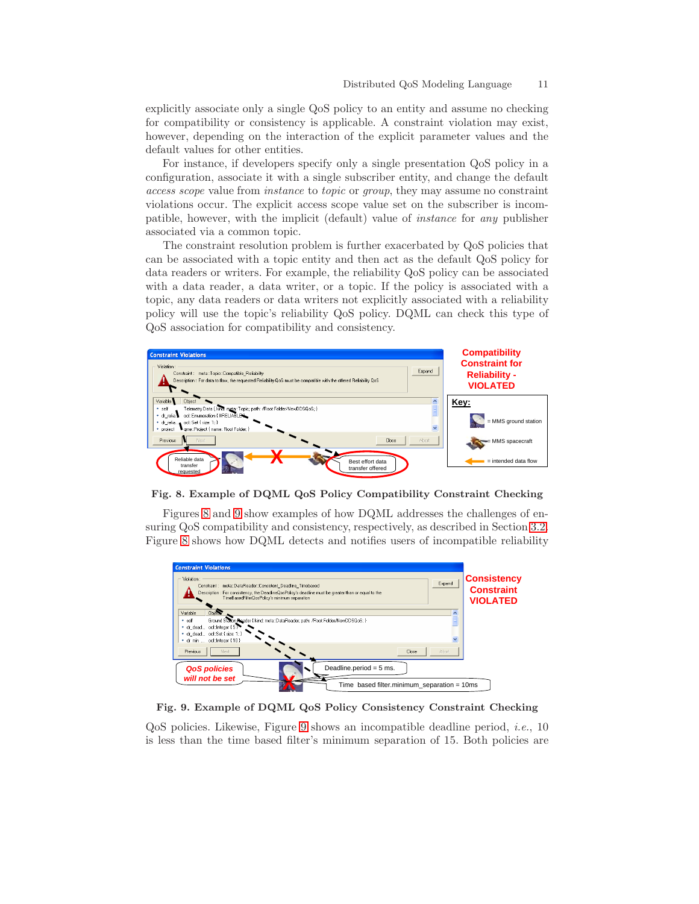explicitly associate only a single QoS policy to an entity and assume no checking for compatibility or consistency is applicable. A constraint violation may exist, however, depending on the interaction of the explicit parameter values and the default values for other entities.

For instance, if developers specify only a single presentation QoS policy in a configuration, associate it with a single subscriber entity, and change the default *access scope* value from *instance* to *topic* or *group*, they may assume no constraint violations occur. The explicit access scope value set on the subscriber is incompatible, however, with the implicit (default) value of *instance* for *any* publisher associated via a common topic.

The constraint resolution problem is further exacerbated by QoS policies that can be associated with a topic entity and then act as the default QoS policy for data readers or writers. For example, the reliability QoS policy can be associated with a data reader, a data writer, or a topic. If the policy is associated with a topic, any data readers or data writers not explicitly associated with a reliability policy will use the topic's reliability QoS policy. DQML can check this type of QoS association for compatibility and consistency.

**Fig. 8. Example of DQML QoS Policy Compatibility Constraint Checking**

Figures 8 and 9 show examples of how DQML addresses the challenges of ensuring QoS compatibility and consistency, respectively, as described in Section 3.2. Figure 8 shows how DQML detects and notifies users of incompatible reliability

**Fig. 9. Example of DQML QoS Policy Consistency Constraint Checking**

QoS policies. Likewise, Figure 9 shows an incompatible deadline period, *i.e.*, 10 is less than the time based filter's minimum separation of 15. Both policies are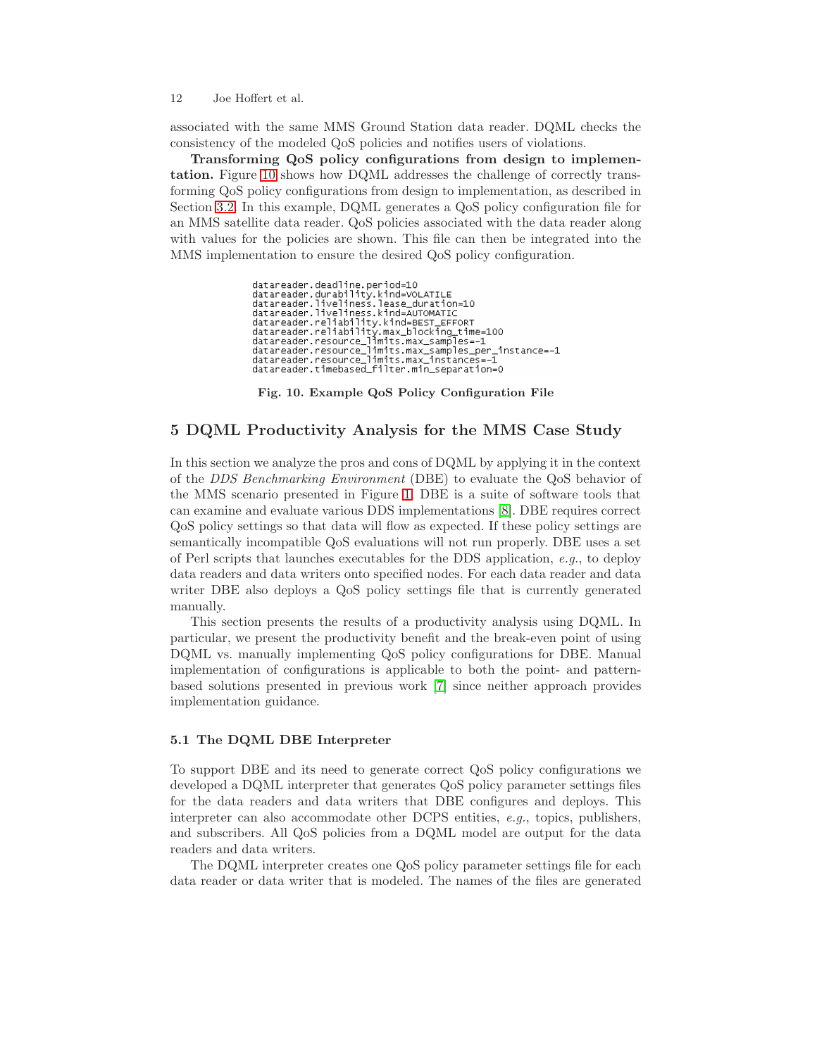associated with the same MMS Ground Station data reader. DQML checks the consistency of the modeled QoS policies and notifies users of violations.

**Transforming QoS policy configurations from design to implementation.** Figure 10 shows how DQML addresses the challenge of correctly transforming QoS policy configurations from design to implementation, as described in Section 3.2. In this example, DQML generates a QoS policy configuration file for an MMS satellite data reader. QoS policies associated with the data reader along with values for the policies are shown. This file can then be integrated into the MMS implementation to ensure the desired QoS policy configuration.

```
datareader.deadline.period=10
datareader.durability.kind=VOLATILE
datareader.liveliness.lease_duration=10
datareader.liveliness.kind=AUTOMATIC
datareader.reliability.kind=BEST_EFFORT
datareader.reliability.max_blocking_time=100
datareader.resource_limits.max_samples=-1
datareader.resource_limits.max_samples_per_instance=-1
datareader.resource_limits.max_instances=-1
datareader.timebased_filter.min_separation=0
```

**Fig. 10. Example QoS Policy Configuration File**

## 5 DQML Productivity Analysis for the MMS Case Study

In this section we analyze the pros and cons of DQML by applying it in the context of the *DDS Benchmarking Environment* (DBE) to evaluate the QoS behavior of the MMS scenario presented in Figure 1. DBE is a suite of software tools that can examine and evaluate various DDS implementations [8]. DBE requires correct QoS policy settings so that data will flow as expected. If these policy settings are semantically incompatible QoS evaluations will not run properly. DBE uses a set of Perl scripts that launches executables for the DDS application, *e.g.*, to deploy data readers and data writers onto specified nodes. For each data reader and data writer DBE also deploys a QoS policy settings file that is currently generated manually.

This section presents the results of a productivity analysis using DQML. In particular, we present the productivity benefit and the break-even point of using DQML vs. manually implementing QoS policy configurations for DBE. Manual implementation of configurations is applicable to both the point- and pattern-based solutions presented in previous work [7] since neither approach provides implementation guidance.

### 5.1 The DQML DBE Interpreter

To support DBE and its need to generate correct QoS policy configurations we developed a DQML interpreter that generates QoS policy parameter settings files for the data readers and data writers that DBE configures and deploys. This interpreter can also accommodate other DCPS entities, *e.g.*, topics, publishers, and subscribers. All QoS policies from a DQML model are output for the data readers and data writers.

The DQML interpreter creates one QoS policy parameter settings file for each data reader or data writer that is modeled. The names of the files are generated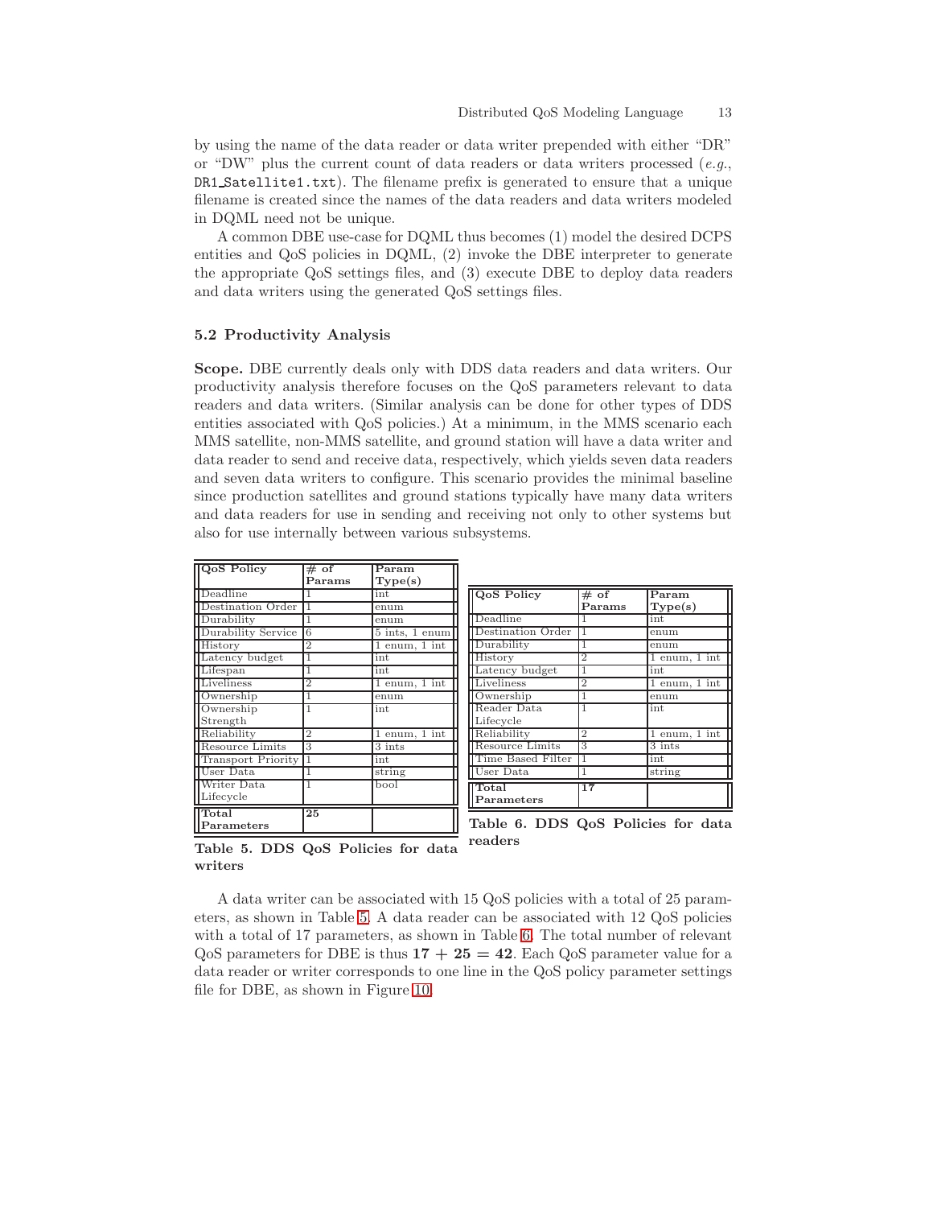by using the name of the data reader or data writer prepended with either "DR" or "DW" plus the current count of data readers or data writers processed (*e.g.*, `DR1_Satellite1.txt`). The filename prefix is generated to ensure that a unique filename is created since the names of the data readers and data writers modeled in DQML need not be unique.

A common DBE use-case for DQML thus becomes (1) model the desired DCPS entities and QoS policies in DQML, (2) invoke the DBE interpreter to generate the appropriate QoS settings files, and (3) execute DBE to deploy data readers and data writers using the generated QoS settings files.

### 5.2 Productivity Analysis

**Scope.** DBE currently deals only with DDS data readers and data writers. Our productivity analysis therefore focuses on the QoS parameters relevant to data readers and data writers. (Similar analysis can be done for other types of DDS entities associated with QoS policies.) At a minimum, in the MMS scenario each MMS satellite, non-MMS satellite, and ground station will have a data writer and data reader to send and receive data, respectively, which yields seven data readers and seven data writers to configure. This scenario provides the minimal baseline since production satellites and ground stations typically have many data writers and data readers for use in sending and receiving not only to other systems but also for use internally between various subsystems.

| QoS Policy | # of Params | Param Type(s) |
|---|---|---|
| Deadline | 1 | int |
| Destination Order | 1 | enum |
| Durability | 1 | enum |
| Durability Service | 6 | 5 ints, 1 enum |
| History | 2 | 1 enum, 1 int |
| Latency budget | 1 | int |
| Lifespan | 1 | int |
| Liveliness | 2 | 1 enum, 1 int |
| Ownership | 1 | enum |
| Ownership Strength | 1 | int |
| Reliability | 2 | 1 enum, 1 int |
| Resource Limits | 3 | 3 ints |
| Transport Priority | 1 | int |
| User Data | 1 | string |
| Writer Data Lifecycle | 1 | bool |
| **Total Parameters** | **25** | |

**Table 5. DDS QoS Policies for data writers**

| QoS Policy | # of Params | Param Type(s) |
|---|---|---|
| Deadline | 1 | int |
| Destination Order | 1 | enum |
| Durability | 1 | enum |
| History | 2 | 1 enum, 1 int |
| Latency budget | 1 | int |
| Liveliness | 2 | 1 enum, 1 int |
| Ownership | 1 | enum |
| Reader Data Lifecycle | 1 | int |
| Reliability | 2 | 1 enum, 1 int |
| Resource Limits | 3 | 3 ints |
| Time Based Filter | 1 | int |
| User Data | 1 | string |
| **Total Parameters** | **17** | |

**Table 6. DDS QoS Policies for data readers**

A data writer can be associated with 15 QoS policies with a total of 25 parameters, as shown in Table 5. A data reader can be associated with 12 QoS policies with a total of 17 parameters, as shown in Table 6. The total number of relevant QoS parameters for DBE is thus $\mathbf{17 + 25 = 42}$. Each QoS parameter value for a data reader or writer corresponds to one line in the QoS policy parameter settings file for DBE, as shown in Figure 10.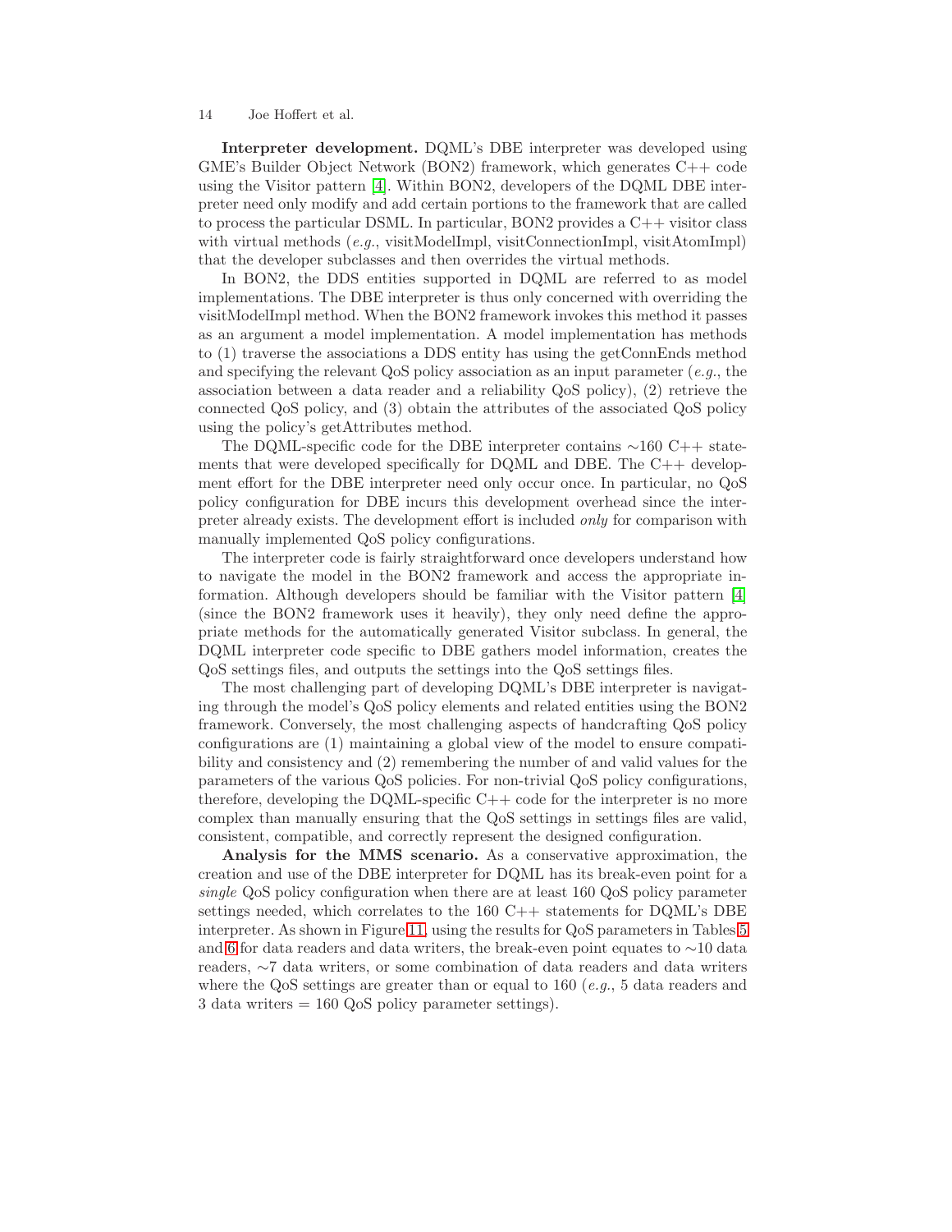**Interpreter development.** DQML's DBE interpreter was developed using GME's Builder Object Network (BON2) framework, which generates C++ code using the Visitor pattern [4]. Within BON2, developers of the DQML DBE interpreter need only modify and add certain portions to the framework that are called to process the particular DSML. In particular, BON2 provides a C++ visitor class with virtual methods (*e.g.*, visitModelImpl, visitConnectionImpl, visitAtomImpl) that the developer subclasses and then overrides the virtual methods.

In BON2, the DDS entities supported in DQML are referred to as model implementations. The DBE interpreter is thus only concerned with overriding the visitModelImpl method. When the BON2 framework invokes this method it passes as an argument a model implementation. A model implementation has methods to (1) traverse the associations a DDS entity has using the getConnEnds method and specifying the relevant QoS policy association as an input parameter (*e.g.*, the association between a data reader and a reliability QoS policy), (2) retrieve the connected QoS policy, and (3) obtain the attributes of the associated QoS policy using the policy's getAttributes method.

The DQML-specific code for the DBE interpreter contains ∼160 C++ statements that were developed specifically for DQML and DBE. The C++ development effort for the DBE interpreter need only occur once. In particular, no QoS policy configuration for DBE incurs this development overhead since the interpreter already exists. The development effort is included *only* for comparison with manually implemented QoS policy configurations.

The interpreter code is fairly straightforward once developers understand how to navigate the model in the BON2 framework and access the appropriate information. Although developers should be familiar with the Visitor pattern [4] (since the BON2 framework uses it heavily), they only need define the appropriate methods for the automatically generated Visitor subclass. In general, the DQML interpreter code specific to DBE gathers model information, creates the QoS settings files, and outputs the settings into the QoS settings files.

The most challenging part of developing DQML's DBE interpreter is navigating through the model's QoS policy elements and related entities using the BON2 framework. Conversely, the most challenging aspects of handcrafting QoS policy configurations are (1) maintaining a global view of the model to ensure compatibility and consistency and (2) remembering the number of and valid values for the parameters of the various QoS policies. For non-trivial QoS policy configurations, therefore, developing the DQML-specific C++ code for the interpreter is no more complex than manually ensuring that the QoS settings in settings files are valid, consistent, compatible, and correctly represent the designed configuration.

**Analysis for the MMS scenario.** As a conservative approximation, the creation and use of the DBE interpreter for DQML has its break-even point for a *single* QoS policy configuration when there are at least 160 QoS policy parameter settings needed, which correlates to the 160 C++ statements for DQML's DBE interpreter. As shown in Figure 11, using the results for QoS parameters in Tables 5 and 6 for data readers and data writers, the break-even point equates to ∼10 data readers, ∼7 data writers, or some combination of data readers and data writers where the QoS settings are greater than or equal to 160 (*e.g.*, 5 data readers and 3 data writers = 160 QoS policy parameter settings).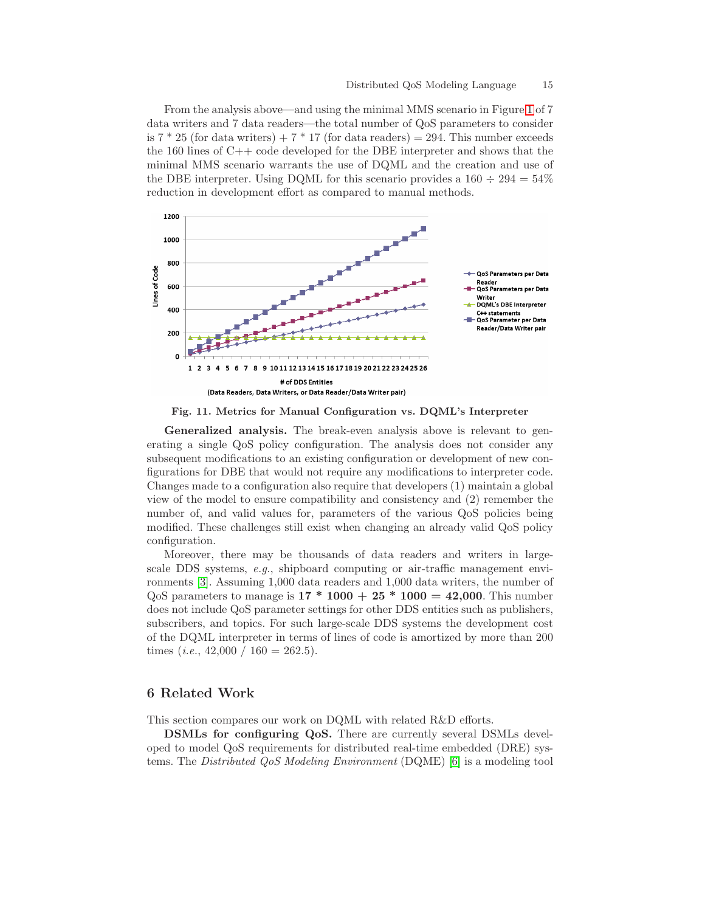From the analysis above—and using the minimal MMS scenario in Figure 1 of 7 data writers and 7 data readers—the total number of QoS parameters to consider is 7 * 25 (for data writers) + 7 * 17 (for data readers) = 294. This number exceeds the 160 lines of C++ code developed for the DBE interpreter and shows that the minimal MMS scenario warrants the use of DQML and the creation and use of the DBE interpreter. Using DQML for this scenario provides a 160 ÷ 294 = 54% reduction in development effort as compared to manual methods.

**Fig. 11. Metrics for Manual Configuration vs. DQML's Interpreter**

**Generalized analysis.** The break-even analysis above is relevant to generating a single QoS policy configuration. The analysis does not consider any subsequent modifications to an existing configuration or development of new configurations for DBE that would not require any modifications to interpreter code. Changes made to a configuration also require that developers (1) maintain a global view of the model to ensure compatibility and consistency and (2) remember the number of, and valid values for, parameters of the various QoS policies being modified. These challenges still exist when changing an already valid QoS policy configuration.

Moreover, there may be thousands of data readers and writers in large-scale DDS systems, *e.g.*, shipboard computing or air-traffic management environments [3]. Assuming 1,000 data readers and 1,000 data writers, the number of QoS parameters to manage is **17 * 1000 + 25 * 1000 = 42,000**. This number does not include QoS parameter settings for other DDS entities such as publishers, subscribers, and topics. For such large-scale DDS systems the development cost of the DQML interpreter in terms of lines of code is amortized by more than 200 times (*i.e.*, 42,000 / 160 = 262.5).

## 6 Related Work

This section compares our work on DQML with related R&D efforts.

**DSMLs for configuring QoS.** There are currently several DSMLs developed to model QoS requirements for distributed real-time embedded (DRE) systems. The *Distributed QoS Modeling Environment* (DQME) [6] is a modeling tool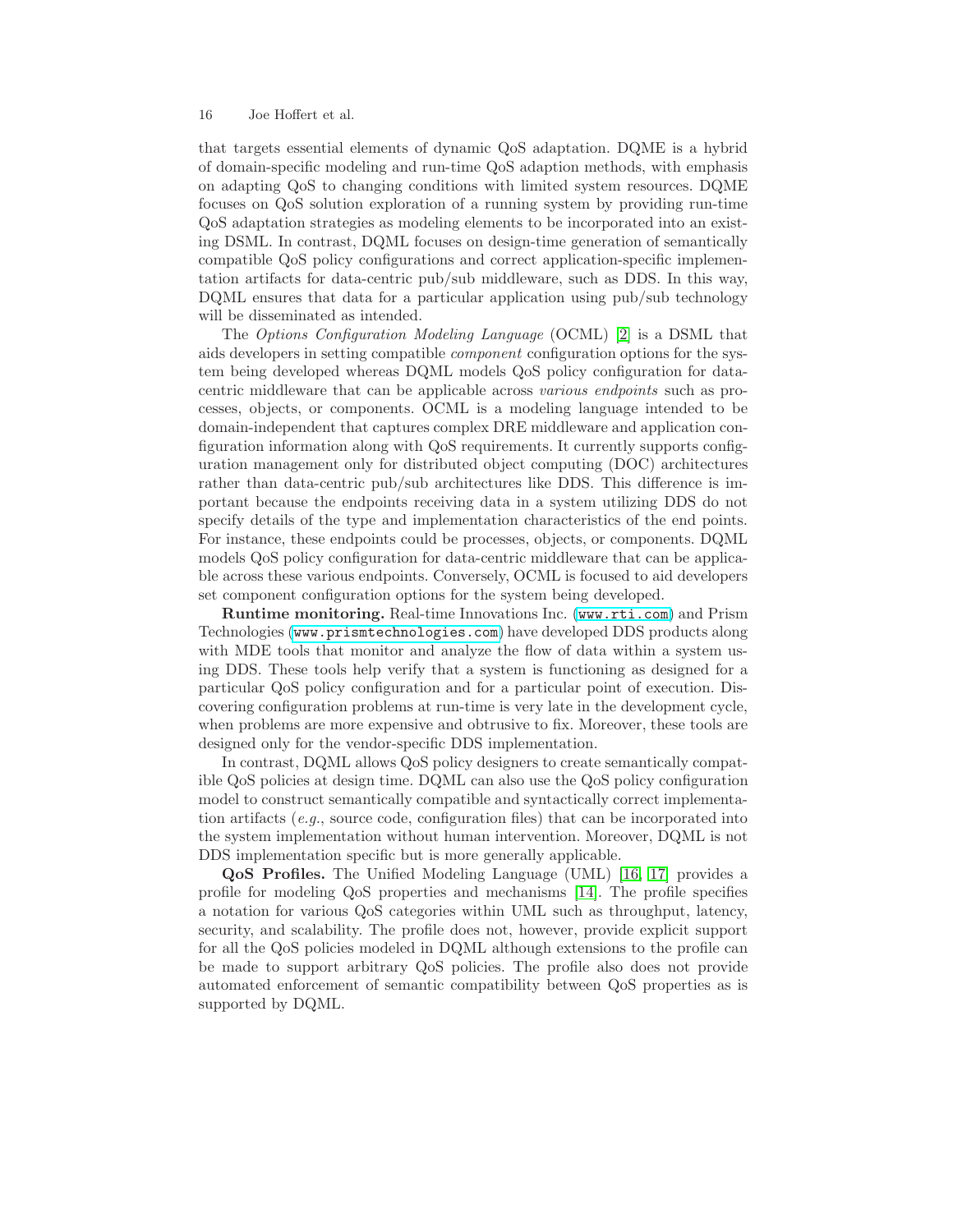that targets essential elements of dynamic QoS adaptation. DQME is a hybrid of domain-specific modeling and run-time QoS adaption methods, with emphasis on adapting QoS to changing conditions with limited system resources. DQME focuses on QoS solution exploration of a running system by providing run-time QoS adaptation strategies as modeling elements to be incorporated into an existing DSML. In contrast, DQML focuses on design-time generation of semantically compatible QoS policy configurations and correct application-specific implementation artifacts for data-centric pub/sub middleware, such as DDS. In this way, DQML ensures that data for a particular application using pub/sub technology will be disseminated as intended.

The *Options Configuration Modeling Language* (OCML) [2] is a DSML that aids developers in setting compatible *component* configuration options for the system being developed whereas DQML models QoS policy configuration for data-centric middleware that can be applicable across *various endpoints* such as processes, objects, or components. OCML is a modeling language intended to be domain-independent that captures complex DRE middleware and application configuration information along with QoS requirements. It currently supports configuration management only for distributed object computing (DOC) architectures rather than data-centric pub/sub architectures like DDS. This difference is important because the endpoints receiving data in a system utilizing DDS do not specify details of the type and implementation characteristics of the end points. For instance, these endpoints could be processes, objects, or components. DQML models QoS policy configuration for data-centric middleware that can be applicable across these various endpoints. Conversely, OCML is focused to aid developers set component configuration options for the system being developed.

**Runtime monitoring.** Real-time Innovations Inc. (`www.rti.com`) and Prism Technologies (`www.prismtechnologies.com`) have developed DDS products along with MDE tools that monitor and analyze the flow of data within a system using DDS. These tools help verify that a system is functioning as designed for a particular QoS policy configuration and for a particular point of execution. Discovering configuration problems at run-time is very late in the development cycle, when problems are more expensive and obtrusive to fix. Moreover, these tools are designed only for the vendor-specific DDS implementation.

In contrast, DQML allows QoS policy designers to create semantically compatible QoS policies at design time. DQML can also use the QoS policy configuration model to construct semantically compatible and syntactically correct implementation artifacts (*e.g.*, source code, configuration files) that can be incorporated into the system implementation without human intervention. Moreover, DQML is not DDS implementation specific but is more generally applicable.

**QoS Profiles.** The Unified Modeling Language (UML) [16, 17] provides a profile for modeling QoS properties and mechanisms [14]. The profile specifies a notation for various QoS categories within UML such as throughput, latency, security, and scalability. The profile does not, however, provide explicit support for all the QoS policies modeled in DQML although extensions to the profile can be made to support arbitrary QoS policies. The profile also does not provide automated enforcement of semantic compatibility between QoS properties as is supported by DQML.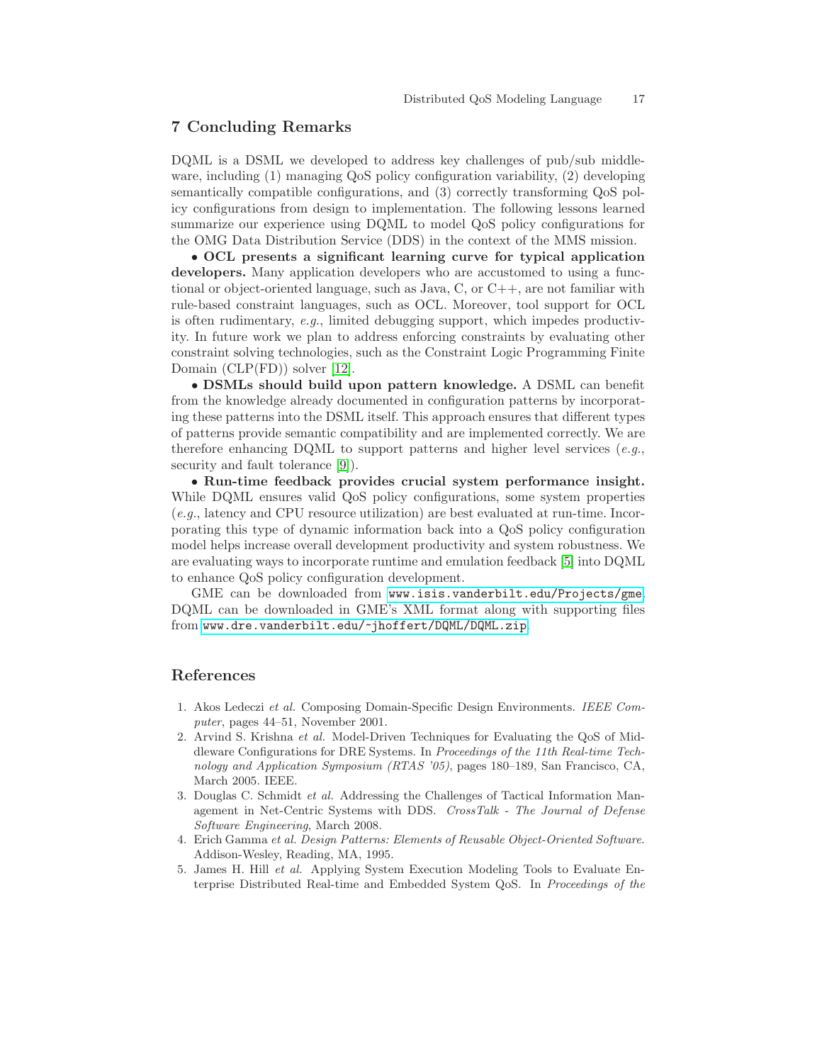## 7 Concluding Remarks

DQML is a DSML we developed to address key challenges of pub/sub middleware, including (1) managing QoS policy configuration variability, (2) developing semantically compatible configurations, and (3) correctly transforming QoS policy configurations from design to implementation. The following lessons learned summarize our experience using DQML to model QoS policy configurations for the OMG Data Distribution Service (DDS) in the context of the MMS mission.

• **OCL presents a significant learning curve for typical application developers.** Many application developers who are accustomed to using a functional or object-oriented language, such as Java, C, or C++, are not familiar with rule-based constraint languages, such as OCL. Moreover, tool support for OCL is often rudimentary, *e.g.*, limited debugging support, which impedes productivity. In future work we plan to address enforcing constraints by evaluating other constraint solving technologies, such as the Constraint Logic Programming Finite Domain (CLP(FD)) solver [12].

• **DSMLs should build upon pattern knowledge.** A DSML can benefit from the knowledge already documented in configuration patterns by incorporating these patterns into the DSML itself. This approach ensures that different types of patterns provide semantic compatibility and are implemented correctly. We are therefore enhancing DQML to support patterns and higher level services (*e.g.*, security and fault tolerance [9]).

• **Run-time feedback provides crucial system performance insight.** While DQML ensures valid QoS policy configurations, some system properties (*e.g.*, latency and CPU resource utilization) are best evaluated at run-time. Incorporating this type of dynamic information back into a QoS policy configuration model helps increase overall development productivity and system robustness. We are evaluating ways to incorporate runtime and emulation feedback [5] into DQML to enhance QoS policy configuration development.

GME can be downloaded from `www.isis.vanderbilt.edu/Projects/gme`. DQML can be downloaded in GME's XML format along with supporting files from `www.dre.vanderbilt.edu/~jhoffert/DQML/DQML.zip`.

## References

1. Akos Ledeczi *et al.* Composing Domain-Specific Design Environments. *IEEE Computer*, pages 44–51, November 2001.
2. Arvind S. Krishna *et al.* Model-Driven Techniques for Evaluating the QoS of Middleware Configurations for DRE Systems. In *Proceedings of the 11th Real-time Technology and Application Symposium (RTAS '05)*, pages 180–189, San Francisco, CA, March 2005. IEEE.
3. Douglas C. Schmidt *et al.* Addressing the Challenges of Tactical Information Management in Net-Centric Systems with DDS. *CrossTalk - The Journal of Defense Software Engineering*, March 2008.
4. Erich Gamma *et al. Design Patterns: Elements of Reusable Object-Oriented Software.* Addison-Wesley, Reading, MA, 1995.
5. James H. Hill *et al.* Applying System Execution Modeling Tools to Evaluate Enterprise Distributed Real-time and Embedded System QoS. In *Proceedings of the*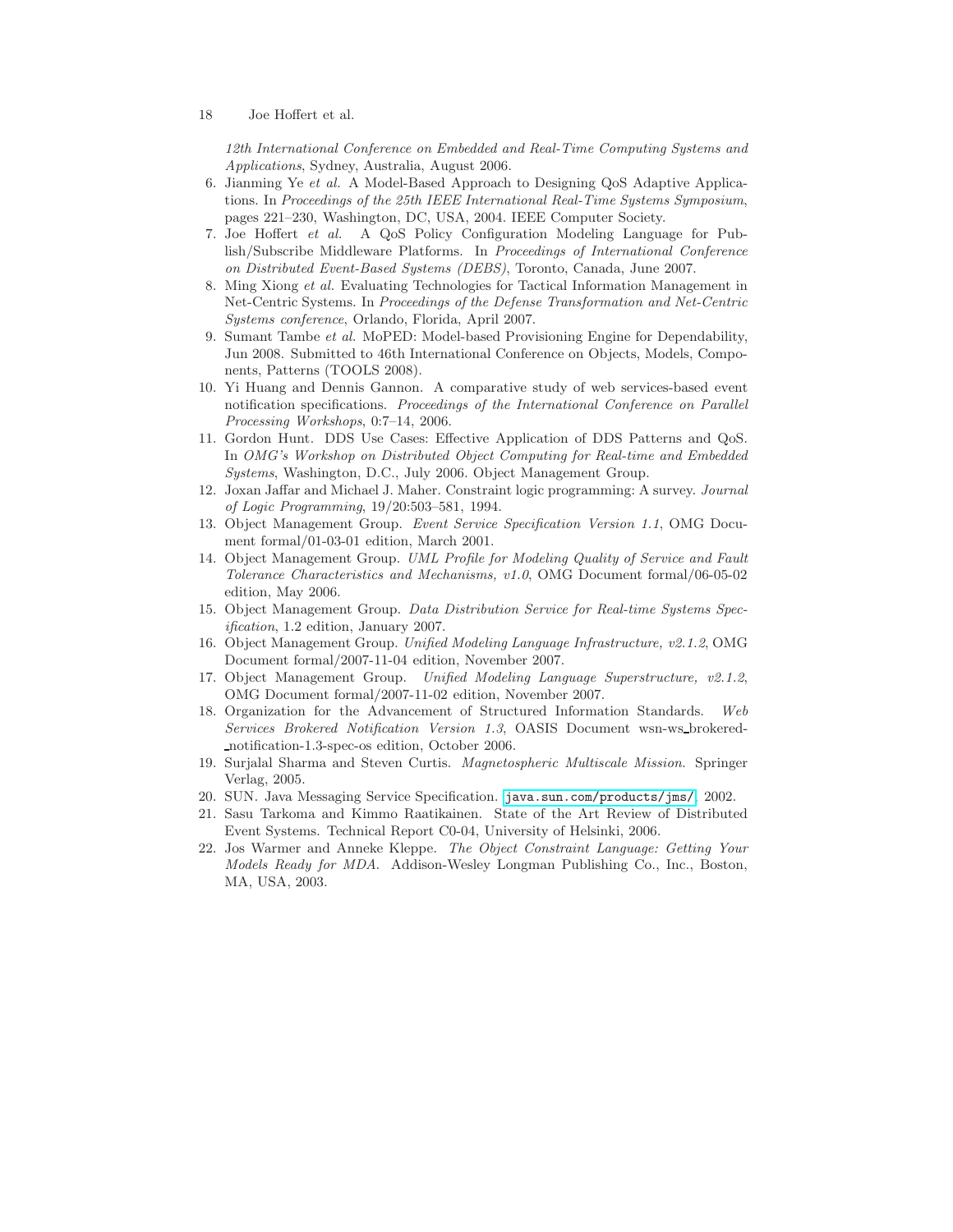*12th International Conference on Embedded and Real-Time Computing Systems and Applications*, Sydney, Australia, August 2006.

6. Jianming Ye *et al.* A Model-Based Approach to Designing QoS Adaptive Applications. In *Proceedings of the 25th IEEE International Real-Time Systems Symposium*, pages 221–230, Washington, DC, USA, 2004. IEEE Computer Society.
7. Joe Hoffert *et al.* A QoS Policy Configuration Modeling Language for Publish/Subscribe Middleware Platforms. In *Proceedings of International Conference on Distributed Event-Based Systems (DEBS)*, Toronto, Canada, June 2007.
8. Ming Xiong *et al.* Evaluating Technologies for Tactical Information Management in Net-Centric Systems. In *Proceedings of the Defense Transformation and Net-Centric Systems conference*, Orlando, Florida, April 2007.
9. Sumant Tambe *et al.* MoPED: Model-based Provisioning Engine for Dependability, Jun 2008. Submitted to 46th International Conference on Objects, Models, Components, Patterns (TOOLS 2008).
10. Yi Huang and Dennis Gannon. A comparative study of web services-based event notification specifications. *Proceedings of the International Conference on Parallel Processing Workshops*, 0:7–14, 2006.
11. Gordon Hunt. DDS Use Cases: Effective Application of DDS Patterns and QoS. In *OMG's Workshop on Distributed Object Computing for Real-time and Embedded Systems*, Washington, D.C., July 2006. Object Management Group.
12. Joxan Jaffar and Michael J. Maher. Constraint logic programming: A survey. *Journal of Logic Programming*, 19/20:503–581, 1994.
13. Object Management Group. *Event Service Specification Version 1.1*, OMG Document formal/01-03-01 edition, March 2001.
14. Object Management Group. *UML Profile for Modeling Quality of Service and Fault Tolerance Characteristics and Mechanisms, v1.0*, OMG Document formal/06-05-02 edition, May 2006.
15. Object Management Group. *Data Distribution Service for Real-time Systems Specification*, 1.2 edition, January 2007.
16. Object Management Group. *Unified Modeling Language Infrastructure, v2.1.2*, OMG Document formal/2007-11-04 edition, November 2007.
17. Object Management Group. *Unified Modeling Language Superstructure, v2.1.2*, OMG Document formal/2007-11-02 edition, November 2007.
18. Organization for the Advancement of Structured Information Standards. *Web Services Brokered Notification Version 1.3*, OASIS Document wsn-ws_brokered_notification-1.3-spec-os edition, October 2006.
19. Surjalal Sharma and Steven Curtis. *Magnetospheric Multiscale Mission*. Springer Verlag, 2005.
20. SUN. Java Messaging Service Specification. java.sun.com/products/jms/, 2002.
21. Sasu Tarkoma and Kimmo Raatikainen. State of the Art Review of Distributed Event Systems. Technical Report C0-04, University of Helsinki, 2006.
22. Jos Warmer and Anneke Kleppe. *The Object Constraint Language: Getting Your Models Ready for MDA*. Addison-Wesley Longman Publishing Co., Inc., Boston, MA, USA, 2003.